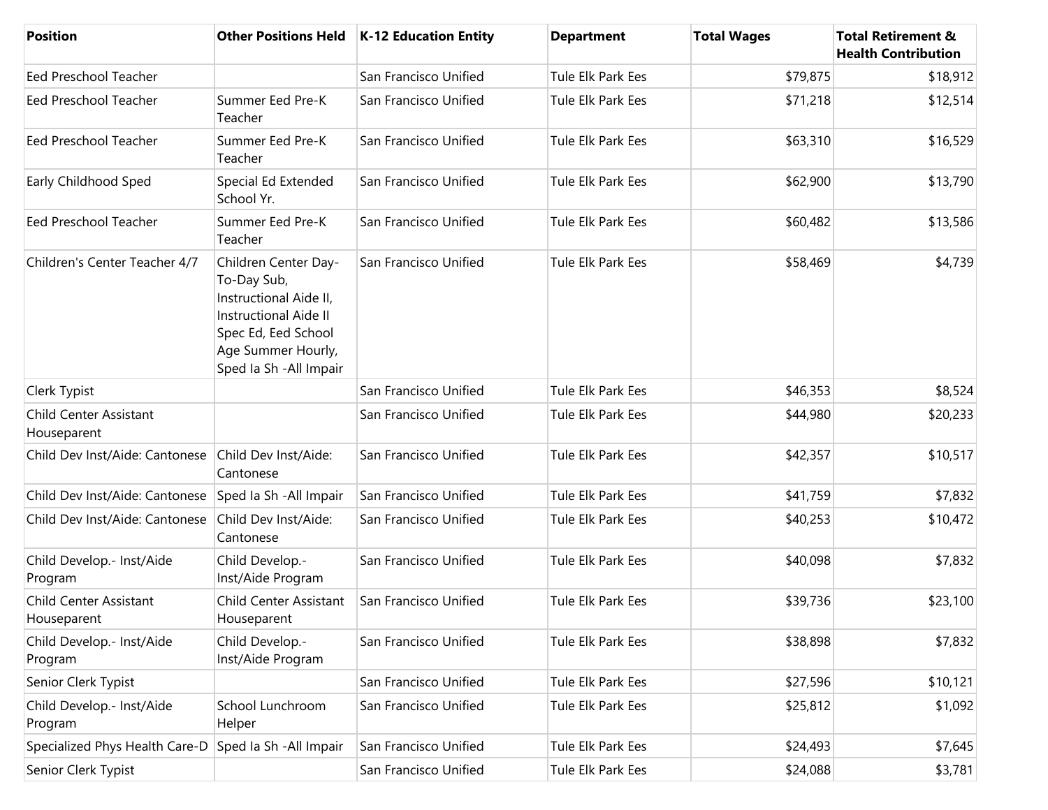| Position | Other Positions Held | K-12 Education Entity | Department | Total Wages | Total Retirement & Health Contribution |
| --- | --- | --- | --- | --- | --- |
| Eed Preschool Teacher | | San Francisco Unified | Tule Elk Park Ees | $79,875 | $18,912 |
| Eed Preschool Teacher | Summer Eed Pre-K Teacher | San Francisco Unified | Tule Elk Park Ees | $71,218 | $12,514 |
| Eed Preschool Teacher | Summer Eed Pre-K Teacher | San Francisco Unified | Tule Elk Park Ees | $63,310 | $16,529 |
| Early Childhood Sped | Special Ed Extended School Yr. | San Francisco Unified | Tule Elk Park Ees | $62,900 | $13,790 |
| Eed Preschool Teacher | Summer Eed Pre-K Teacher | San Francisco Unified | Tule Elk Park Ees | $60,482 | $13,586 |
| Children's Center Teacher 4/7 | Children Center Day-To-Day Sub, Instructional Aide II, Instructional Aide II Spec Ed, Eed School Age Summer Hourly, Sped Ia Sh -All Impair | San Francisco Unified | Tule Elk Park Ees | $58,469 | $4,739 |
| Clerk Typist | | San Francisco Unified | Tule Elk Park Ees | $46,353 | $8,524 |
| Child Center Assistant Houseparent | | San Francisco Unified | Tule Elk Park Ees | $44,980 | $20,233 |
| Child Dev Inst/Aide: Cantonese | Child Dev Inst/Aide: Cantonese | San Francisco Unified | Tule Elk Park Ees | $42,357 | $10,517 |
| Child Dev Inst/Aide: Cantonese | Sped Ia Sh -All Impair | San Francisco Unified | Tule Elk Park Ees | $41,759 | $7,832 |
| Child Dev Inst/Aide: Cantonese | Child Dev Inst/Aide: Cantonese | San Francisco Unified | Tule Elk Park Ees | $40,253 | $10,472 |
| Child Develop.- Inst/Aide Program | Child Develop.- Inst/Aide Program | San Francisco Unified | Tule Elk Park Ees | $40,098 | $7,832 |
| Child Center Assistant Houseparent | Child Center Assistant Houseparent | San Francisco Unified | Tule Elk Park Ees | $39,736 | $23,100 |
| Child Develop.- Inst/Aide Program | Child Develop.- Inst/Aide Program | San Francisco Unified | Tule Elk Park Ees | $38,898 | $7,832 |
| Senior Clerk Typist | | San Francisco Unified | Tule Elk Park Ees | $27,596 | $10,121 |
| Child Develop.- Inst/Aide Program | School Lunchroom Helper | San Francisco Unified | Tule Elk Park Ees | $25,812 | $1,092 |
| Specialized Phys Health Care-D | Sped Ia Sh -All Impair | San Francisco Unified | Tule Elk Park Ees | $24,493 | $7,645 |
| Senior Clerk Typist | | San Francisco Unified | Tule Elk Park Ees | $24,088 | $3,781 |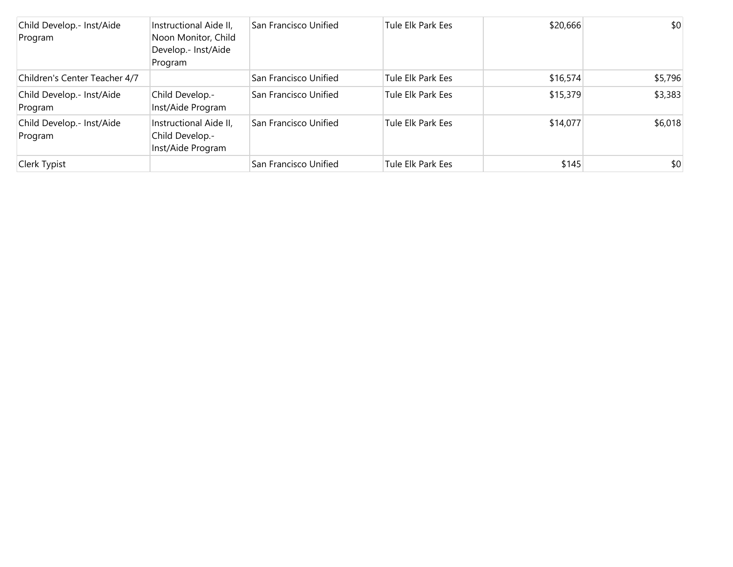| | | | | | |
|---|---|---|---|---|---|
| Child Develop.- Inst/Aide Program | Instructional Aide II, Noon Monitor, Child Develop.- Inst/Aide Program | San Francisco Unified | Tule Elk Park Ees | $20,666 | $0 |
| Children's Center Teacher 4/7 | | San Francisco Unified | Tule Elk Park Ees | $16,574 | $5,796 |
| Child Develop.- Inst/Aide Program | Child Develop.- Inst/Aide Program | San Francisco Unified | Tule Elk Park Ees | $15,379 | $3,383 |
| Child Develop.- Inst/Aide Program | Instructional Aide II, Child Develop.- Inst/Aide Program | San Francisco Unified | Tule Elk Park Ees | $14,077 | $6,018 |
| Clerk Typist | | San Francisco Unified | Tule Elk Park Ees | $145 | $0 |